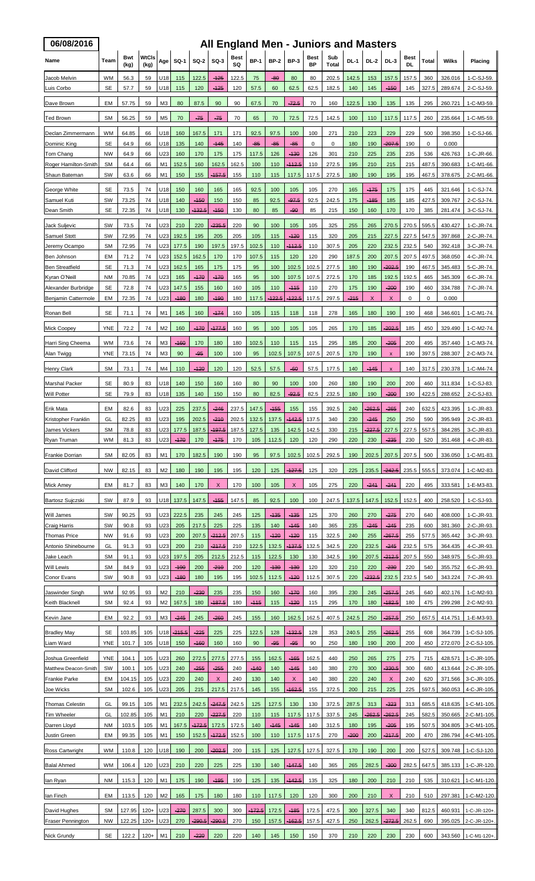# 06/08/2016 All England Men - Juniors and Masters

| Name | Team | Bwt (kg) | WtCls (kg) | Age | SQ-1 | SQ-2 | SQ-3 | Best SQ | BP-1 | BP-2 | BP-3 | Best BP | Sub Total | DL-1 | DL-2 | DL-3 | Best DL | Total | Wilks | Placing |
|---|---|---|---|---|---|---|---|---|---|---|---|---|---|---|---|---|---|---|---|---|
| Jacob Melvin | WM | 56.3 | 59 | U18 | 115 | 122.5 | -125 | 122.5 | 75 | -80 | 80 | 80 | 202.5 | 142.5 | 153 | 157.5 | 157.5 | 360 | 326.016 | 1-C-SJ-59. |
| Luis Corbo | SE | 57.7 | 59 | U18 | 115 | 120 | -125 | 120 | 57.5 | 60 | 62.5 | 62.5 | 182.5 | 140 | 145 | -150 | 145 | 327.5 | 289.674 | 2-C-SJ-59. |
| Dave Brown | EM | 57.75 | 59 | M3 | 80 | 87.5 | 90 | 90 | 67.5 | 70 | -72.5 | 70 | 160 | 122.5 | 130 | 135 | 135 | 295 | 260.721 | 1-C-M3-59. |
| Ted Brown | SM | 56.25 | 59 | M5 | 70 | -75 | -75 | 70 | 65 | 70 | 72.5 | 72.5 | 142.5 | 100 | 110 | 117.5 | 117.5 | 260 | 235.664 | 1-C-M5-59. |
| Declan Zimmermann | WM | 64.85 | 66 | U18 | 160 | 167.5 | 171 | 171 | 92.5 | 97.5 | 100 | 100 | 271 | 210 | 223 | 229 | 229 | 500 | 398.350 | 1-C-SJ-66. |
| Dominic King | SE | 64.9 | 66 | U18 | 135 | 140 | -145 | 140 | -85 | -85 | -85 | 0 | 0 | 180 | 190 | -207.5 | 190 | 0 | 0.000 | |
| Tom Chang | NW | 64.9 | 66 | U23 | 160 | 170 | 175 | 175 | 117.5 | 126 | -130 | 126 | 301 | 210 | 225 | 235 | 235 | 536 | 426.763 | 1-C-JR-66. |
| Roger Hamilton-Smith | SM | 64.4 | 66 | M1 | 152.5 | 160 | 162.5 | 162.5 | 100 | 110 | -112.5 | 110 | 272.5 | 195 | 210 | 215 | 215 | 487.5 | 390.683 | 1-C-M1-66. |
| Shaun Bateman | SW | 63.6 | 66 | M1 | 150 | 155 | -157.5 | 155 | 110 | 115 | 117.5 | 117.5 | 272.5 | 180 | 190 | 195 | 195 | 467.5 | 378.675 | 2-C-M1-66. |
| George White | SE | 73.5 | 74 | U18 | 150 | 160 | 165 | 165 | 92.5 | 100 | 105 | 105 | 270 | 165 | -175 | 175 | 175 | 445 | 321.646 | 1-C-SJ-74. |
| Samuel Kuti | SW | 73.25 | 74 | U18 | 140 | -150 | 150 | 150 | 85 | 92.5 | -97.5 | 92.5 | 242.5 | 175 | -185 | 185 | 185 | 427.5 | 309.767 | 2-C-SJ-74. |
| Dean Smith | SE | 72.35 | 74 | U18 | 130 | -132.5 | -150 | 130 | 80 | 85 | -90 | 85 | 215 | 150 | 160 | 170 | 170 | 385 | 281.474 | 3-C-SJ-74. |
| Jack Suljevic | SW | 73.5 | 74 | U23 | 210 | 220 | -235.5 | 220 | 90 | 100 | 105 | 105 | 325 | 255 | 265 | 270.5 | 270.5 | 595.5 | 430.427 | 1-C-JR-74. |
| Samuel Stott | SW | 72.95 | 74 | U23 | 192.5 | 195 | 205 | 205 | 105 | 115 | -120 | 115 | 320 | 205 | 215 | 227.5 | 227.5 | 547.5 | 397.868 | 2-C-JR-74. |
| Jeremy Ocampo | SM | 72.95 | 74 | U23 | 177.5 | 190 | 197.5 | 197.5 | 102.5 | 110 | -112.5 | 110 | 307.5 | 205 | 220 | 232.5 | 232.5 | 540 | 392.418 | 3-C-JR-74. |
| Ben Johnson | EM | 71.2 | 74 | U23 | 152.5 | 162.5 | 170 | 170 | 107.5 | 115 | 120 | 120 | 290 | 187.5 | 200 | 207.5 | 207.5 | 497.5 | 368.050 | 4-C-JR-74. |
| Ben Streatfield | SE | 71.3 | 74 | U23 | 162.5 | 165 | 175 | 175 | 95 | 100 | 102.5 | 102.5 | 277.5 | 180 | 190 | -202.5 | 190 | 467.5 | 345.483 | 5-C-JR-74. |
| Kyran O'Neill | NM | 70.85 | 74 | U23 | 165 | -170 | -170 | 165 | 95 | 100 | 107.5 | 107.5 | 272.5 | 170 | 185 | 192.5 | 192.5 | 465 | 345.309 | 6-C-JR-74. |
| Alexander Burbridge | SE | 72.8 | 74 | U23 | 147.5 | 155 | 160 | 160 | 105 | 110 | -115 | 110 | 270 | 175 | 190 | -200 | 190 | 460 | 334.788 | 7-C-JR-74. |
| Benjamin Cattermole | EM | 72.35 | 74 | U23 | -180 | 180 | -190 | 180 | 117.5 | -122.5 | -122.5 | 117.5 | 297.5 | -215 | X | X | 0 | 0 | 0.000 | |
| Ronan Bell | SE | 71.1 | 74 | M1 | 145 | 160 | -174 | 160 | 105 | 115 | 118 | 118 | 278 | 165 | 180 | 190 | 190 | 468 | 346.601 | 1-C-M1-74. |
| Mick Coopey | YNE | 72.2 | 74 | M2 | 160 | -170 | -177.5 | 160 | 95 | 100 | 105 | 105 | 265 | 170 | 185 | -202.5 | 185 | 450 | 329.490 | 1-C-M2-74. |
| Harri Sing Cheema | WM | 73.6 | 74 | M3 | -160 | 170 | 180 | 180 | 102.5 | 110 | 115 | 115 | 295 | 185 | 200 | -205 | 200 | 495 | 357.440 | 1-C-M3-74. |
| Alan Twigg | YNE | 73.15 | 74 | M3 | 90 | -95 | 100 | 100 | 95 | 102.5 | 107.5 | 107.5 | 207.5 | 170 | 190 | x | 190 | 397.5 | 288.307 | 2-C-M3-74. |
| Henry Clark | SM | 73.1 | 74 | M4 | 110 | -120 | 120 | 120 | 52.5 | 57.5 | -60 | 57.5 | 177.5 | 140 | -145 | x | 140 | 317.5 | 230.378 | 1-C-M4-74. |
| Marshal Packer | SE | 80.9 | 83 | U18 | 140 | 150 | 160 | 160 | 80 | 90 | 100 | 100 | 260 | 180 | 190 | 200 | 200 | 460 | 311.834 | 1-C-SJ-83. |
| Will Potter | SE | 79.9 | 83 | U18 | 135 | 140 | 150 | 150 | 80 | 82.5 | -92.5 | 82.5 | 232.5 | 180 | 190 | -200 | 190 | 422.5 | 288.652 | 2-C-SJ-83. |
| Erik Mata | EM | 82.6 | 83 | U23 | 225 | 237.5 | -246 | 237.5 | 147.5 | -155 | 155 | 155 | 392.5 | 240 | -262.5 | -265 | 240 | 632.5 | 423.395 | 1-C-JR-83. |
| Kristopher Franklin | GL | 82.25 | 83 | U23 | 195 | 202.5 | -210 | 202.5 | 132.5 | 137.5 | -142.5 | 137.5 | 340 | 230 | -245 | 250 | 250 | 590 | 395.949 | 2-C-JR-83. |
| James Vickers | SM | 78.8 | 83 | U23 | 177.5 | 187.5 | -197.5 | 187.5 | 127.5 | 135 | 142.5 | 142.5 | 330 | 215 | -227.5 | 227.5 | 227.5 | 557.5 | 384.285 | 3-C-JR-83. |
| Ryan Truman | WM | 81.3 | 83 | U23 | -170 | 170 | -175 | 170 | 105 | 112.5 | 120 | 120 | 290 | 220 | 230 | -235 | 230 | 520 | 351.468 | 4-C-JR-83. |
| Frankie Dorrian | SM | 82.05 | 83 | M1 | 170 | 182.5 | 190 | 190 | 95 | 97.5 | 102.5 | 102.5 | 292.5 | 190 | 202.5 | 207.5 | 207.5 | 500 | 336.050 | 1-C-M1-83. |
| David Clifford | NW | 82.15 | 83 | M2 | 180 | 190 | 195 | 195 | 120 | 125 | -127.5 | 125 | 320 | 225 | 235.5 | -242.5 | 235.5 | 555.5 | 373.074 | 1-C-M2-83. |
| Mick Amey | EM | 81.7 | 83 | M3 | 140 | 170 | X | 170 | 100 | 105 | X | 105 | 275 | 220 | -241 | -241 | 220 | 495 | 333.581 | 1-E-M3-83. |
| Bartosz Sujczski | SW | 87.9 | 93 | U18 | 137.5 | 147.5 | -155 | 147.5 | 85 | 92.5 | 100 | 100 | 247.5 | 137.5 | 147.5 | 152.5 | 152.5 | 400 | 258.520 | 1-C-SJ-93. |
| Will James | SW | 90.25 | 93 | U23 | 222.5 | 235 | 245 | 245 | 125 | -135 | -135 | 125 | 370 | 260 | 270 | -275 | 270 | 640 | 408.000 | 1-C-JR-93. |
| Craig Harris | SW | 90.8 | 93 | U23 | 205 | 217.5 | 225 | 225 | 135 | 140 | -145 | 140 | 365 | 235 | -245 | -245 | 235 | 600 | 381.360 | 2-C-JR-93. |
| Thomas Price | NW | 91.6 | 93 | U23 | 200 | 207.5 | -212.5 | 207.5 | 115 | -120 | -120 | 115 | 322.5 | 240 | 255 | -267.5 | 255 | 577.5 | 365.442 | 3-C-JR-93. |
| Antonio Shinebourne | GL | 91.3 | 93 | U23 | 200 | 210 | -217.5 | 210 | 122.5 | 132.5 | -137.5 | 132.5 | 342.5 | 220 | 232.5 | -245 | 232.5 | 575 | 364.435 | 4-C-JR-93. |
| Jake Leach | SM | 91.1 | 93 | U23 | 197.5 | 205 | 212.5 | 212.5 | 115 | 122.5 | 130 | 130 | 342.5 | 190 | 207.5 | -212.5 | 207.5 | 550 | 348.975 | 5-C-JR-93. |
| Will Lewis | SM | 84.9 | 93 | U23 | -190 | 200 | -210 | 200 | 120 | -130 | -130 | 120 | 320 | 210 | 220 | -230 | 220 | 540 | 355.752 | 6-C-JR-93. |
| Conor Evans | SW | 90.8 | 93 | U23 | -180 | 180 | 195 | 195 | 102.5 | 112.5 | -120 | 112.5 | 307.5 | 220 | -232.5 | 232.5 | 232.5 | 540 | 343.224 | 7-C-JR-93. |
| Jaswinder Singh | WM | 92.95 | 93 | M2 | 210 | -230 | 235 | 235 | 150 | 160 | -170 | 160 | 395 | 230 | 245 | -257.5 | 245 | 640 | 402.176 | 1-C-M2-93. |
| Keith Blacknell | SM | 92.4 | 93 | M2 | 167.5 | 180 | -187.5 | 180 | -115 | 115 | -120 | 115 | 295 | 170 | 180 | -182.5 | 180 | 475 | 299.298 | 2-C-M2-93. |
| Kevin Jane | EM | 92.2 | 93 | M3 | -245 | 245 | -260 | 245 | 155 | 160 | 162.5 | 162.5 | 407.5 | 242.5 | 250 | -257.5 | 250 | 657.5 | 414.751 | 1-E-M3-93. |
| Bradley May | SE | 103.85 | 105 | U18 | -215.5 | -225 | 225 | 225 | 122.5 | 128 | -132.5 | 128 | 353 | 240.5 | 255 | -262.5 | 255 | 608 | 364.739 | 1-C-SJ-105. |
| Liam Ward | YNE | 101.7 | 105 | U18 | 150 | -160 | 160 | 160 | 90 | -95 | -95 | 90 | 250 | 180 | 190 | 200 | 200 | 450 | 272.070 | 2-C-SJ-105. |
| Joshua Greenfield | YNE | 104.1 | 105 | U23 | 260 | 272.5 | 277.5 | 277.5 | 155 | 162.5 | -165 | 162.5 | 440 | 250 | 265 | 275 | 275 | 715 | 428.571 | 1-C-JR-105. |
| Matthew Deacon-Smith | SW | 100.1 | 105 | U23 | 240 | -255 | -255 | 240 | -140 | 140 | -145 | 140 | 380 | 270 | 300 | -330.5 | 300 | 680 | 413.644 | 2-C-JR-105. |
| Frankie Parke | EM | 104.15 | 105 | U23 | 220 | 240 | X | 240 | 130 | 140 | X | 140 | 380 | 220 | 240 | X | 240 | 620 | 371.566 | 3-C-JR-105. |
| Joe Wicks | SM | 102.6 | 105 | U23 | 205 | 215 | 217.5 | 217.5 | 145 | 155 | -162.5 | 155 | 372.5 | 200 | 215 | 225 | 225 | 597.5 | 360.053 | 4-C-JR-105. |
| Thomas Celestin | GL | 99.15 | 105 | M1 | 232.5 | 242.5 | -247.5 | 242.5 | 125 | 127.5 | 130 | 130 | 372.5 | 287.5 | 313 | -323 | 313 | 685.5 | 418.635 | 1-C-M1-105. |
| Tim Wheeler | GL | 102.85 | 105 | M1 | 210 | 220 | -227.5 | 220 | 110 | 115 | 117.5 | 117.5 | 337.5 | 245 | -262.5 | -262.5 | 245 | 582.5 | 350.665 | 2-C-M1-105. |
| Darren Lloyd | NM | 103.5 | 105 | M1 | 167.5 | -172.5 | 172.5 | 172.5 | 140 | -145 | -145 | 140 | 312.5 | 180 | 195 | -205 | 195 | 507.5 | 304.805 | 3-C-M1-105. |
| Justin Green | EM | 99.35 | 105 | M1 | 150 | 152.5 | -172.5 | 152.5 | 100 | 110 | 117.5 | 117.5 | 270 | -200 | 200 | -217.5 | 200 | 470 | 286.794 | 4-C-M1-105. |
| Ross Cartwright | WM | 110.8 | 120 | U18 | 190 | 200 | -202.5 | 200 | 115 | 125 | 127.5 | 127.5 | 327.5 | 170 | 190 | 200 | 200 | 527.5 | 309.748 | 1-C-SJ-120. |
| Balal Ahmed | WM | 106.4 | 120 | U23 | 210 | 220 | 225 | 225 | 130 | 140 | -147.5 | 140 | 365 | 265 | 282.5 | -300 | 282.5 | 647.5 | 385.133 | 1-C-JR-120. |
| Ian Ryan | NM | 115.3 | 120 | M1 | 175 | 190 | -195 | 190 | 125 | 135 | -142.5 | 135 | 325 | 180 | 200 | 210 | 210 | 535 | 310.621 | 1-C-M1-120. |
| Ian Finch | EM | 113.5 | 120 | M2 | 165 | 175 | 180 | 180 | 110 | 117.5 | 120 | 120 | 300 | 200 | 210 | X | 210 | 510 | 297.381 | 1-C-M2-120. |
| David Hughes | SM | 127.95 | 120+ | U23 | -270 | 287.5 | 300 | 300 | -172.5 | 172.5 | -185 | 172.5 | 472.5 | 300 | 327.5 | 340 | 340 | 812.5 | 460.931 | 1-C-JR-120+. |
| Fraser Pennington | NW | 122.25 | 120+ | U23 | 270 | -290.5 | -290.5 | 270 | 150 | 157.5 | -162.5 | 157.5 | 427.5 | 250 | 262.5 | -272.5 | 262.5 | 690 | 395.025 | 2-C-JR-120+. |
| Nick Grundy | SE | 122.2 | 120+ | M1 | 210 | -220 | 220 | 220 | 140 | 145 | 150 | 150 | 370 | 210 | 220 | 230 | 230 | 600 | 343.560 | 1-C-M1-120+. |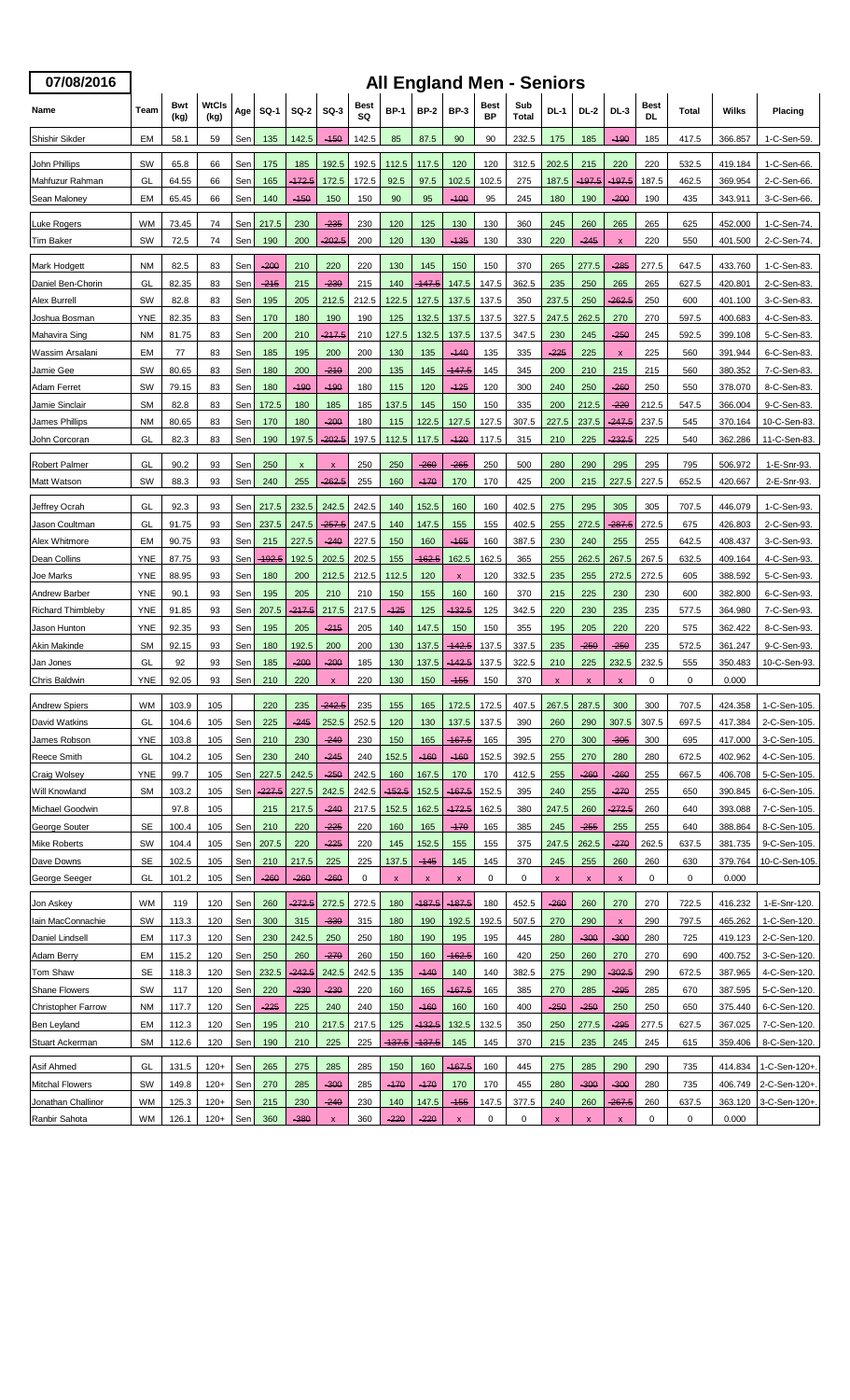# 07/08/2016 — All England Men - Seniors

| Name | Team | Bwt (kg) | WtCls (kg) | Age | SQ-1 | SQ-2 | SQ-3 | Best SQ | BP-1 | BP-2 | BP-3 | Best BP | Sub Total | DL-1 | DL-2 | DL-3 | Best DL | Total | Wilks | Placing |
|---|---|---|---|---|---|---|---|---|---|---|---|---|---|---|---|---|---|---|---|---|
| Shishir Sikder | EM | 58.1 | 59 | Sen | 135 | 142.5 | ~~150~~ | 142.5 | 85 | 87.5 | 90 | 90 | 232.5 | 175 | 185 | ~~190~~ | 185 | 417.5 | 366.857 | 1-C-Sen-59. |
| John Phillips | SW | 65.8 | 66 | Sen | 175 | 185 | 192.5 | 192.5 | 112.5 | 117.5 | 120 | 120 | 312.5 | 202.5 | 215 | 220 | 220 | 532.5 | 419.184 | 1-C-Sen-66. |
| Mahfuzur Rahman | GL | 64.55 | 66 | Sen | 165 | ~~172.5~~ | 172.5 | 172.5 | 92.5 | 97.5 | 102.5 | 102.5 | 275 | 187.5 | ~~197.5~~ | ~~197.5~~ | 187.5 | 462.5 | 369.954 | 2-C-Sen-66. |
| Sean Maloney | EM | 65.45 | 66 | Sen | 140 | ~~150~~ | 150 | 150 | 90 | 95 | ~~100~~ | 95 | 245 | 180 | 190 | ~~200~~ | 190 | 435 | 343.911 | 3-C-Sen-66. |
| Luke Rogers | WM | 73.45 | 74 | Sen | 217.5 | 230 | ~~235~~ | 230 | 120 | 125 | 130 | 130 | 360 | 245 | 260 | 265 | 265 | 625 | 452.000 | 1-C-Sen-74. |
| Tim Baker | SW | 72.5 | 74 | Sen | 190 | 200 | ~~202.5~~ | 200 | 120 | 130 | ~~135~~ | 130 | 330 | 220 | ~~245~~ | x | 220 | 550 | 401.500 | 2-C-Sen-74. |
| Mark Hodgett | NM | 82.5 | 83 | Sen | ~~200~~ | 210 | 220 | 220 | 130 | 145 | 150 | 150 | 370 | 265 | 277.5 | ~~285~~ | 277.5 | 647.5 | 433.760 | 1-C-Sen-83. |
| Daniel Ben-Chorin | GL | 82.35 | 83 | Sen | ~~215~~ | 215 | ~~230~~ | 215 | 140 | ~~147.5~~ | 147.5 | 147.5 | 362.5 | 235 | 250 | 265 | 265 | 627.5 | 420.801 | 2-C-Sen-83. |
| Alex Burrell | SW | 82.8 | 83 | Sen | 195 | 205 | 212.5 | 212.5 | 122.5 | 127.5 | 137.5 | 137.5 | 350 | 237.5 | 250 | ~~262.5~~ | 250 | 600 | 401.100 | 3-C-Sen-83. |
| Joshua Bosman | YNE | 82.35 | 83 | Sen | 170 | 180 | 190 | 190 | 125 | 132.5 | 137.5 | 137.5 | 327.5 | 247.5 | 262.5 | 270 | 270 | 597.5 | 400.683 | 4-C-Sen-83. |
| Mahavira Sing | NM | 81.75 | 83 | Sen | 200 | 210 | ~~217.5~~ | 210 | 127.5 | 132.5 | 137.5 | 137.5 | 347.5 | 230 | 245 | ~~250~~ | 245 | 592.5 | 399.108 | 5-C-Sen-83. |
| Wassim Arsalani | EM | 77 | 83 | Sen | 185 | 195 | 200 | 200 | 130 | 135 | ~~140~~ | 135 | 335 | ~~225~~ | 225 | x | 225 | 560 | 391.944 | 6-C-Sen-83. |
| Jamie Gee | SW | 80.65 | 83 | Sen | 180 | 200 | ~~210~~ | 200 | 135 | 145 | ~~147.5~~ | 145 | 345 | 200 | 210 | 215 | 215 | 560 | 380.352 | 7-C-Sen-83. |
| Adam Ferret | SW | 79.15 | 83 | Sen | 180 | ~~190~~ | ~~190~~ | 180 | 115 | 120 | ~~125~~ | 120 | 300 | 240 | 250 | ~~260~~ | 250 | 550 | 378.070 | 8-C-Sen-83. |
| Jamie Sinclair | SM | 82.8 | 83 | Sen | 172.5 | 180 | 185 | 185 | 137.5 | 145 | 150 | 150 | 335 | 200 | 212.5 | ~~220~~ | 212.5 | 547.5 | 366.004 | 9-C-Sen-83. |
| James Phillips | NM | 80.65 | 83 | Sen | 170 | 180 | ~~200~~ | 180 | 115 | 122.5 | 127.5 | 127.5 | 307.5 | 227.5 | 237.5 | ~~247.5~~ | 237.5 | 545 | 370.164 | 10-C-Sen-83. |
| John Corcoran | GL | 82.3 | 83 | Sen | 190 | 197.5 | ~~202.5~~ | 197.5 | 112.5 | 117.5 | ~~120~~ | 117.5 | 315 | 210 | 225 | ~~232.5~~ | 225 | 540 | 362.286 | 11-C-Sen-83. |
| Robert Palmer | GL | 90.2 | 93 | Sen | 250 | x | x | 250 | 250 | ~~260~~ | ~~265~~ | 250 | 500 | 280 | 290 | 295 | 295 | 795 | 506.972 | 1-E-Snr-93. |
| Matt Watson | SW | 88.3 | 93 | Sen | 240 | 255 | ~~262.5~~ | 255 | 160 | ~~170~~ | 170 | 170 | 425 | 200 | 215 | 227.5 | 227.5 | 652.5 | 420.667 | 2-E-Snr-93. |
| Jeffrey Ocrah | GL | 92.3 | 93 | Sen | 217.5 | 232.5 | 242.5 | 242.5 | 140 | 152.5 | 160 | 160 | 402.5 | 275 | 295 | 305 | 305 | 707.5 | 446.079 | 1-C-Sen-93. |
| Jason Coultman | GL | 91.75 | 93 | Sen | 237.5 | 247.5 | ~~257.5~~ | 247.5 | 140 | 147.5 | 155 | 155 | 402.5 | 255 | 272.5 | ~~287.5~~ | 272.5 | 675 | 426.803 | 2-C-Sen-93. |
| Alex Whitmore | EM | 90.75 | 93 | Sen | 215 | 227.5 | ~~240~~ | 227.5 | 150 | 160 | ~~165~~ | 160 | 387.5 | 230 | 240 | 255 | 255 | 642.5 | 408.437 | 3-C-Sen-93. |
| Dean Collins | YNE | 87.75 | 93 | Sen | ~~192.5~~ | 192.5 | 202.5 | 202.5 | 155 | ~~162.5~~ | 162.5 | 162.5 | 365 | 255 | 262.5 | 267.5 | 267.5 | 632.5 | 409.164 | 4-C-Sen-93. |
| Joe Marks | YNE | 88.95 | 93 | Sen | 180 | 200 | 212.5 | 212.5 | 112.5 | 120 | x | 120 | 332.5 | 235 | 255 | 272.5 | 272.5 | 605 | 388.592 | 5-C-Sen-93. |
| Andrew Barber | YNE | 90.1 | 93 | Sen | 195 | 205 | 210 | 210 | 150 | 155 | 160 | 160 | 370 | 215 | 225 | 230 | 230 | 600 | 382.800 | 6-C-Sen-93. |
| Richard Thimbleby | YNE | 91.85 | 93 | Sen | 207.5 | ~~217.5~~ | 217.5 | 217.5 | ~~125~~ | 125 | ~~132.5~~ | 125 | 342.5 | 220 | 230 | 235 | 235 | 577.5 | 364.980 | 7-C-Sen-93. |
| Jason Hunton | YNE | 92.35 | 93 | Sen | 195 | 205 | ~~215~~ | 205 | 140 | 147.5 | 150 | 150 | 355 | 195 | 205 | 220 | 220 | 575 | 362.422 | 8-C-Sen-93. |
| Akin Makinde | SM | 92.15 | 93 | Sen | 180 | 192.5 | 200 | 200 | 130 | 137.5 | ~~142.5~~ | 137.5 | 337.5 | 235 | ~~250~~ | ~~250~~ | 235 | 572.5 | 361.247 | 9-C-Sen-93. |
| Jan Jones | GL | 92 | 93 | Sen | 185 | ~~200~~ | ~~200~~ | 185 | 130 | 137.5 | ~~142.5~~ | 137.5 | 322.5 | 210 | 225 | 232.5 | 232.5 | 555 | 350.483 | 10-C-Sen-93. |
| Chris Baldwin | YNE | 92.05 | 93 | Sen | 210 | 220 | x | 220 | 130 | 150 | ~~155~~ | 150 | 370 | x | x | x | 0 | 0 | 0.000 | |
| Andrew Spiers | WM | 103.9 | 105 | | 220 | 235 | ~~242.5~~ | 235 | 155 | 165 | 172.5 | 172.5 | 407.5 | 267.5 | 287.5 | 300 | 300 | 707.5 | 424.358 | 1-C-Sen-105. |
| David Watkins | GL | 104.6 | 105 | Sen | 225 | ~~245~~ | 252.5 | 252.5 | 120 | 130 | 137.5 | 137.5 | 390 | 260 | 290 | 307.5 | 307.5 | 697.5 | 417.384 | 2-C-Sen-105. |
| James Robson | YNE | 103.8 | 105 | Sen | 210 | 230 | ~~240~~ | 230 | 150 | 165 | ~~167.5~~ | 165 | 395 | 270 | 300 | ~~305~~ | 300 | 695 | 417.000 | 3-C-Sen-105. |
| Reece Smith | GL | 104.2 | 105 | Sen | 230 | 240 | ~~245~~ | 240 | 152.5 | ~~160~~ | ~~160~~ | 152.5 | 392.5 | 255 | 270 | 280 | 280 | 672.5 | 402.962 | 4-C-Sen-105. |
| Craig Wolsey | YNE | 99.7 | 105 | Sen | 227.5 | 242.5 | ~~250~~ | 242.5 | 160 | 167.5 | 170 | 170 | 412.5 | 255 | ~~260~~ | ~~260~~ | 255 | 667.5 | 406.708 | 5-C-Sen-105. |
| Will Knowland | SM | 103.2 | 105 | Sen | ~~227.5~~ | 227.5 | 242.5 | 242.5 | ~~152.5~~ | 152.5 | ~~167.5~~ | 152.5 | 395 | 240 | 255 | ~~270~~ | 255 | 650 | 390.845 | 6-C-Sen-105. |
| Michael Goodwin | | 97.8 | 105 | | 215 | 217.5 | ~~240~~ | 217.5 | 152.5 | 162.5 | ~~172.5~~ | 162.5 | 380 | 247.5 | 260 | ~~272.5~~ | 260 | 640 | 393.088 | 7-C-Sen-105. |
| George Souter | SE | 100.4 | 105 | Sen | 210 | 220 | ~~225~~ | 220 | 160 | 165 | ~~170~~ | 165 | 385 | 245 | ~~255~~ | 255 | 255 | 640 | 388.864 | 8-C-Sen-105. |
| Mike Roberts | SW | 104.4 | 105 | Sen | 207.5 | 220 | ~~225~~ | 220 | 145 | 152.5 | 155 | 155 | 375 | 247.5 | 262.5 | ~~270~~ | 262.5 | 637.5 | 381.735 | 9-C-Sen-105. |
| Dave Downs | SE | 102.5 | 105 | Sen | 210 | 217.5 | 225 | 225 | 137.5 | ~~145~~ | 145 | 145 | 370 | 245 | 255 | 260 | 260 | 630 | 379.764 | 10-C-Sen-105. |
| George Seeger | GL | 101.2 | 105 | Sen | ~~260~~ | ~~260~~ | ~~260~~ | 0 | x | x | x | 0 | 0 | x | x | x | 0 | 0 | 0.000 | |
| Jon Askey | WM | 119 | 120 | Sen | 260 | ~~272.5~~ | 272.5 | 272.5 | 180 | ~~187.5~~ | ~~187.5~~ | 180 | 452.5 | ~~260~~ | 260 | 270 | 270 | 722.5 | 416.232 | 1-E-Snr-120. |
| Iain MacConnachie | SW | 113.3 | 120 | Sen | 300 | 315 | ~~330~~ | 315 | 180 | 190 | 192.5 | 192.5 | 507.5 | 270 | 290 | x | 290 | 797.5 | 465.262 | 1-C-Sen-120. |
| Daniel Lindsell | EM | 117.3 | 120 | Sen | 230 | 242.5 | 250 | 250 | 180 | 190 | 195 | 195 | 445 | 280 | ~~300~~ | ~~300~~ | 280 | 725 | 419.123 | 2-C-Sen-120. |
| Adam Berry | EM | 115.2 | 120 | Sen | 250 | 260 | ~~270~~ | 260 | 150 | 160 | ~~162.5~~ | 160 | 420 | 250 | 260 | 270 | 270 | 690 | 400.752 | 3-C-Sen-120. |
| Tom Shaw | SE | 118.3 | 120 | Sen | 232.5 | ~~242.5~~ | 242.5 | 242.5 | 135 | ~~140~~ | 140 | 140 | 382.5 | 275 | 290 | ~~302.5~~ | 290 | 672.5 | 387.965 | 4-C-Sen-120. |
| Shane Flowers | SW | 117 | 120 | Sen | 220 | ~~230~~ | ~~230~~ | 220 | 160 | 165 | ~~167.5~~ | 165 | 385 | 270 | 285 | ~~295~~ | 285 | 670 | 387.595 | 5-C-Sen-120. |
| Christopher Farrow | NM | 117.7 | 120 | Sen | ~~225~~ | 225 | 240 | 240 | 150 | ~~160~~ | 160 | 160 | 400 | ~~250~~ | ~~250~~ | 250 | 250 | 650 | 375.440 | 6-C-Sen-120. |
| Ben Leyland | EM | 112.3 | 120 | Sen | 195 | 210 | 217.5 | 217.5 | 125 | ~~132.5~~ | 132.5 | 132.5 | 350 | 250 | 277.5 | ~~295~~ | 277.5 | 627.5 | 367.025 | 7-C-Sen-120. |
| Stuart Ackerman | SM | 112.6 | 120 | Sen | 190 | 210 | 225 | 225 | ~~137.5~~ | ~~137.5~~ | 145 | 145 | 370 | 215 | 235 | 245 | 245 | 615 | 359.406 | 8-C-Sen-120. |
| Asif Ahmed | GL | 131.5 | 120+ | Sen | 265 | 275 | 285 | 285 | 150 | 160 | ~~167.5~~ | 160 | 445 | 275 | 285 | 290 | 290 | 735 | 414.834 | 1-C-Sen-120+. |
| Mitchal Flowers | SW | 149.8 | 120+ | Sen | 270 | 285 | ~~300~~ | 285 | ~~170~~ | ~~170~~ | 170 | 170 | 455 | 280 | ~~300~~ | ~~300~~ | 280 | 735 | 406.749 | 2-C-Sen-120+. |
| Jonathan Challinor | WM | 125.3 | 120+ | Sen | 215 | 230 | ~~240~~ | 230 | 140 | 147.5 | ~~155~~ | 147.5 | 377.5 | 240 | 260 | ~~267.5~~ | 260 | 637.5 | 363.120 | 3-C-Sen-120+. |
| Ranbir Sahota | WM | 126.1 | 120+ | Sen | 360 | ~~380~~ | x | 360 | ~~220~~ | ~~220~~ | x | 0 | 0 | x | x | x | 0 | 0 | 0.000 | |